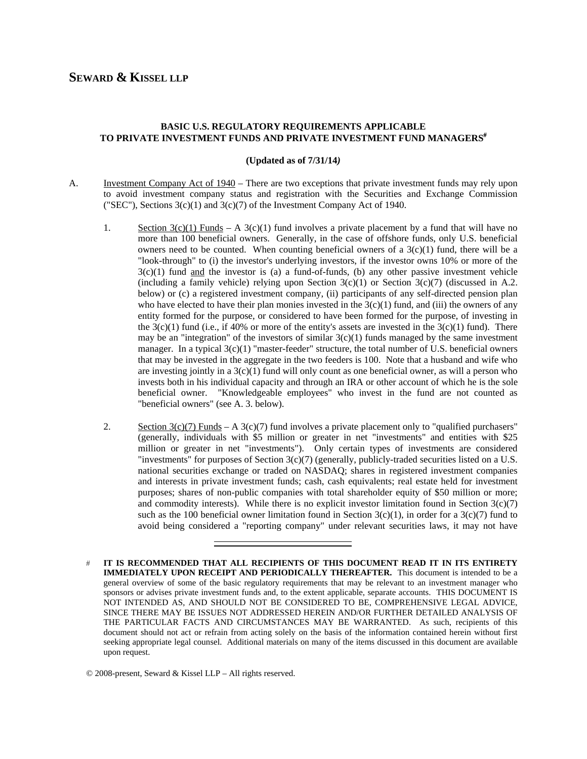**SEWARD & KISSEL LLP**

**BASIC U.S. REGULATORY REQUIREMENTS APPLICABLE TO PRIVATE INVESTMENT FUNDS AND PRIVATE INVESTMENT FUND MANAGERS[#]**

**(Updated as of 7/31/14)**

A. Investment Company Act of 1940 – There are two exceptions that private investment funds may rely upon to avoid investment company status and registration with the Securities and Exchange Commission ("SEC"), Sections 3(c)(1) and 3(c)(7) of the Investment Company Act of 1940.

1. Section 3(c)(1) Funds – A 3(c)(1) fund involves a private placement by a fund that will have no more than 100 beneficial owners. Generally, in the case of offshore funds, only U.S. beneficial owners need to be counted. When counting beneficial owners of a 3(c)(1) fund, there will be a "look-through" to (i) the investor's underlying investors, if the investor owns 10% or more of the 3(c)(1) fund and the investor is (a) a fund-of-funds, (b) any other passive investment vehicle (including a family vehicle) relying upon Section 3(c)(1) or Section 3(c)(7) (discussed in A.2. below) or (c) a registered investment company, (ii) participants of any self-directed pension plan who have elected to have their plan monies invested in the 3(c)(1) fund, and (iii) the owners of any entity formed for the purpose, or considered to have been formed for the purpose, of investing in the 3(c)(1) fund (i.e., if 40% or more of the entity's assets are invested in the 3(c)(1) fund). There may be an "integration" of the investors of similar 3(c)(1) funds managed by the same investment manager. In a typical 3(c)(1) "master-feeder" structure, the total number of U.S. beneficial owners that may be invested in the aggregate in the two feeders is 100. Note that a husband and wife who are investing jointly in a 3(c)(1) fund will only count as one beneficial owner, as will a person who invests both in his individual capacity and through an IRA or other account of which he is the sole beneficial owner. "Knowledgeable employees" who invest in the fund are not counted as "beneficial owners" (see A. 3. below).

2. Section 3(c)(7) Funds – A 3(c)(7) fund involves a private placement only to "qualified purchasers" (generally, individuals with \$5 million or greater in net "investments" and entities with \$25 million or greater in net "investments"). Only certain types of investments are considered "investments" for purposes of Section 3(c)(7) (generally, publicly-traded securities listed on a U.S. national securities exchange or traded on NASDAQ; shares in registered investment companies and interests in private investment funds; cash, cash equivalents; real estate held for investment purposes; shares of non-public companies with total shareholder equity of \$50 million or more; and commodity interests). While there is no explicit investor limitation found in Section 3(c)(7) such as the 100 beneficial owner limitation found in Section 3(c)(1), in order for a 3(c)(7) fund to avoid being considered a "reporting company" under relevant securities laws, it may not have

---

[#] **IT IS RECOMMENDED THAT ALL RECIPIENTS OF THIS DOCUMENT READ IT IN ITS ENTIRETY IMMEDIATELY UPON RECEIPT AND PERIODICALLY THEREAFTER.** This document is intended to be a general overview of some of the basic regulatory requirements that may be relevant to an investment manager who sponsors or advises private investment funds and, to the extent applicable, separate accounts. THIS DOCUMENT IS NOT INTENDED AS, AND SHOULD NOT BE CONSIDERED TO BE, COMPREHENSIVE LEGAL ADVICE, SINCE THERE MAY BE ISSUES NOT ADDRESSED HEREIN AND/OR FURTHER DETAILED ANALYSIS OF THE PARTICULAR FACTS AND CIRCUMSTANCES MAY BE WARRANTED. As such, recipients of this document should not act or refrain from acting solely on the basis of the information contained herein without first seeking appropriate legal counsel. Additional materials on many of the items discussed in this document are available upon request.

© 2008-present, Seward & Kissel LLP – All rights reserved.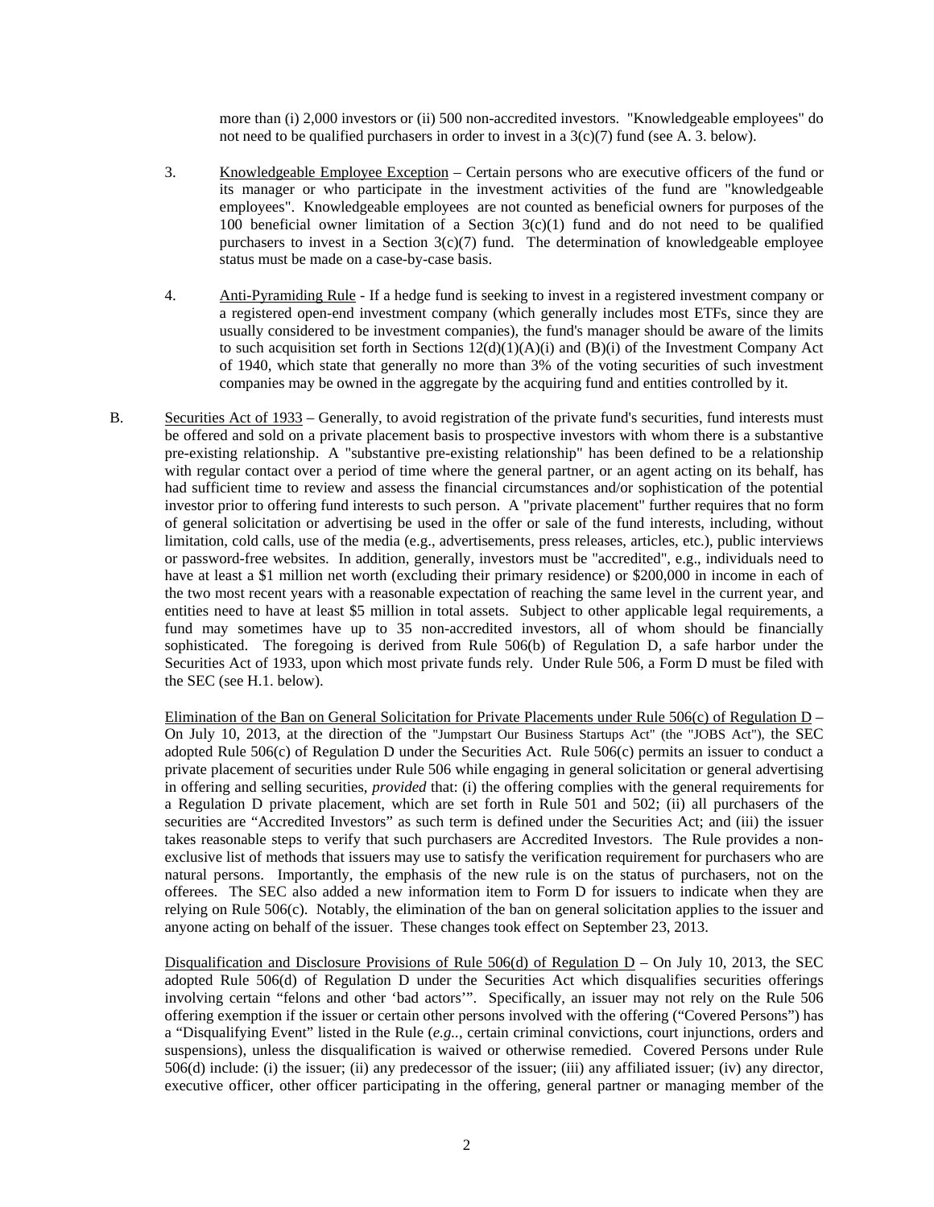more than (i) 2,000 investors or (ii) 500 non-accredited investors. "Knowledgeable employees" do not need to be qualified purchasers in order to invest in a 3(c)(7) fund (see A. 3. below).

3. Knowledgeable Employee Exception – Certain persons who are executive officers of the fund or its manager or who participate in the investment activities of the fund are "knowledgeable employees". Knowledgeable employees are not counted as beneficial owners for purposes of the 100 beneficial owner limitation of a Section 3(c)(1) fund and do not need to be qualified purchasers to invest in a Section 3(c)(7) fund. The determination of knowledgeable employee status must be made on a case-by-case basis.

4. Anti-Pyramiding Rule - If a hedge fund is seeking to invest in a registered investment company or a registered open-end investment company (which generally includes most ETFs, since they are usually considered to be investment companies), the fund's manager should be aware of the limits to such acquisition set forth in Sections 12(d)(1)(A)(i) and (B)(i) of the Investment Company Act of 1940, which state that generally no more than 3% of the voting securities of such investment companies may be owned in the aggregate by the acquiring fund and entities controlled by it.

B. Securities Act of 1933 – Generally, to avoid registration of the private fund's securities, fund interests must be offered and sold on a private placement basis to prospective investors with whom there is a substantive pre-existing relationship. A "substantive pre-existing relationship" has been defined to be a relationship with regular contact over a period of time where the general partner, or an agent acting on its behalf, has had sufficient time to review and assess the financial circumstances and/or sophistication of the potential investor prior to offering fund interests to such person. A "private placement" further requires that no form of general solicitation or advertising be used in the offer or sale of the fund interests, including, without limitation, cold calls, use of the media (e.g., advertisements, press releases, articles, etc.), public interviews or password-free websites. In addition, generally, investors must be "accredited", e.g., individuals need to have at least a $1 million net worth (excluding their primary residence) or $200,000 in income in each of the two most recent years with a reasonable expectation of reaching the same level in the current year, and entities need to have at least $5 million in total assets. Subject to other applicable legal requirements, a fund may sometimes have up to 35 non-accredited investors, all of whom should be financially sophisticated. The foregoing is derived from Rule 506(b) of Regulation D, a safe harbor under the Securities Act of 1933, upon which most private funds rely. Under Rule 506, a Form D must be filed with the SEC (see H.1. below).

Elimination of the Ban on General Solicitation for Private Placements under Rule 506(c) of Regulation D – On July 10, 2013, at the direction of the "Jumpstart Our Business Startups Act" (the "JOBS Act"), the SEC adopted Rule 506(c) of Regulation D under the Securities Act. Rule 506(c) permits an issuer to conduct a private placement of securities under Rule 506 while engaging in general solicitation or general advertising in offering and selling securities, *provided* that: (i) the offering complies with the general requirements for a Regulation D private placement, which are set forth in Rule 501 and 502; (ii) all purchasers of the securities are "Accredited Investors" as such term is defined under the Securities Act; and (iii) the issuer takes reasonable steps to verify that such purchasers are Accredited Investors. The Rule provides a non-exclusive list of methods that issuers may use to satisfy the verification requirement for purchasers who are natural persons. Importantly, the emphasis of the new rule is on the status of purchasers, not on the offerees. The SEC also added a new information item to Form D for issuers to indicate when they are relying on Rule 506(c). Notably, the elimination of the ban on general solicitation applies to the issuer and anyone acting on behalf of the issuer. These changes took effect on September 23, 2013.

Disqualification and Disclosure Provisions of Rule 506(d) of Regulation D – On July 10, 2013, the SEC adopted Rule 506(d) of Regulation D under the Securities Act which disqualifies securities offerings involving certain "felons and other 'bad actors'". Specifically, an issuer may not rely on the Rule 506 offering exemption if the issuer or certain other persons involved with the offering ("Covered Persons") has a "Disqualifying Event" listed in the Rule (*e.g.*., certain criminal convictions, court injunctions, orders and suspensions), unless the disqualification is waived or otherwise remedied. Covered Persons under Rule 506(d) include: (i) the issuer; (ii) any predecessor of the issuer; (iii) any affiliated issuer; (iv) any director, executive officer, other officer participating in the offering, general partner or managing member of the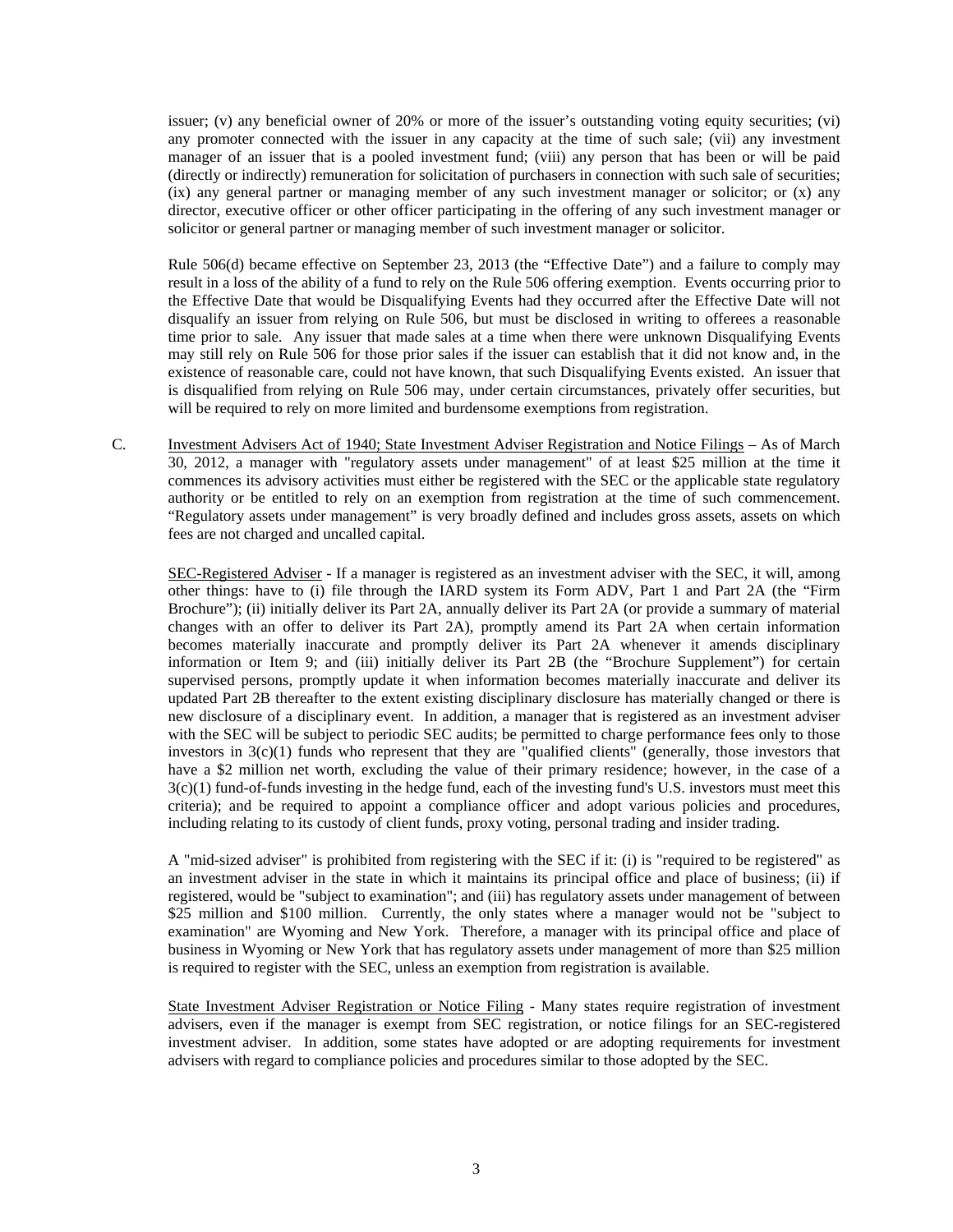issuer; (v) any beneficial owner of 20% or more of the issuer's outstanding voting equity securities; (vi) any promoter connected with the issuer in any capacity at the time of such sale; (vii) any investment manager of an issuer that is a pooled investment fund; (viii) any person that has been or will be paid (directly or indirectly) remuneration for solicitation of purchasers in connection with such sale of securities; (ix) any general partner or managing member of any such investment manager or solicitor; or (x) any director, executive officer or other officer participating in the offering of any such investment manager or solicitor or general partner or managing member of such investment manager or solicitor.

Rule 506(d) became effective on September 23, 2013 (the "Effective Date") and a failure to comply may result in a loss of the ability of a fund to rely on the Rule 506 offering exemption. Events occurring prior to the Effective Date that would be Disqualifying Events had they occurred after the Effective Date will not disqualify an issuer from relying on Rule 506, but must be disclosed in writing to offerees a reasonable time prior to sale. Any issuer that made sales at a time when there were unknown Disqualifying Events may still rely on Rule 506 for those prior sales if the issuer can establish that it did not know and, in the existence of reasonable care, could not have known, that such Disqualifying Events existed. An issuer that is disqualified from relying on Rule 506 may, under certain circumstances, privately offer securities, but will be required to rely on more limited and burdensome exemptions from registration.

C. Investment Advisers Act of 1940; State Investment Adviser Registration and Notice Filings – As of March 30, 2012, a manager with "regulatory assets under management" of at least $25 million at the time it commences its advisory activities must either be registered with the SEC or the applicable state regulatory authority or be entitled to rely on an exemption from registration at the time of such commencement. "Regulatory assets under management" is very broadly defined and includes gross assets, assets on which fees are not charged and uncalled capital.

SEC-Registered Adviser - If a manager is registered as an investment adviser with the SEC, it will, among other things: have to (i) file through the IARD system its Form ADV, Part 1 and Part 2A (the "Firm Brochure"); (ii) initially deliver its Part 2A, annually deliver its Part 2A (or provide a summary of material changes with an offer to deliver its Part 2A), promptly amend its Part 2A when certain information becomes materially inaccurate and promptly deliver its Part 2A whenever it amends disciplinary information or Item 9; and (iii) initially deliver its Part 2B (the "Brochure Supplement") for certain supervised persons, promptly update it when information becomes materially inaccurate and deliver its updated Part 2B thereafter to the extent existing disciplinary disclosure has materially changed or there is new disclosure of a disciplinary event. In addition, a manager that is registered as an investment adviser with the SEC will be subject to periodic SEC audits; be permitted to charge performance fees only to those investors in 3(c)(1) funds who represent that they are "qualified clients" (generally, those investors that have a $2 million net worth, excluding the value of their primary residence; however, in the case of a 3(c)(1) fund-of-funds investing in the hedge fund, each of the investing fund's U.S. investors must meet this criteria); and be required to appoint a compliance officer and adopt various policies and procedures, including relating to its custody of client funds, proxy voting, personal trading and insider trading.

A "mid-sized adviser" is prohibited from registering with the SEC if it: (i) is "required to be registered" as an investment adviser in the state in which it maintains its principal office and place of business; (ii) if registered, would be "subject to examination"; and (iii) has regulatory assets under management of between $25 million and $100 million. Currently, the only states where a manager would not be "subject to examination" are Wyoming and New York. Therefore, a manager with its principal office and place of business in Wyoming or New York that has regulatory assets under management of more than $25 million is required to register with the SEC, unless an exemption from registration is available.

State Investment Adviser Registration or Notice Filing - Many states require registration of investment advisers, even if the manager is exempt from SEC registration, or notice filings for an SEC-registered investment adviser. In addition, some states have adopted or are adopting requirements for investment advisers with regard to compliance policies and procedures similar to those adopted by the SEC.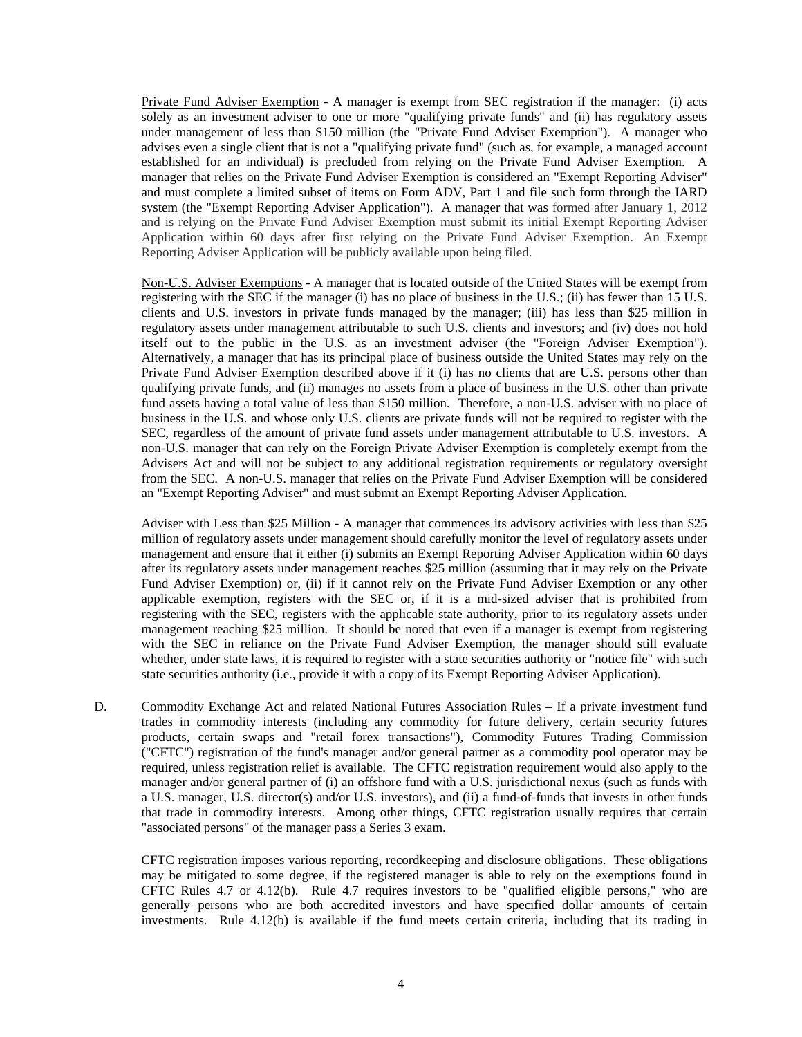Private Fund Adviser Exemption - A manager is exempt from SEC registration if the manager: (i) acts solely as an investment adviser to one or more "qualifying private funds" and (ii) has regulatory assets under management of less than $150 million (the "Private Fund Adviser Exemption"). A manager who advises even a single client that is not a "qualifying private fund" (such as, for example, a managed account established for an individual) is precluded from relying on the Private Fund Adviser Exemption. A manager that relies on the Private Fund Adviser Exemption is considered an "Exempt Reporting Adviser" and must complete a limited subset of items on Form ADV, Part 1 and file such form through the IARD system (the "Exempt Reporting Adviser Application"). A manager that was formed after January 1, 2012 and is relying on the Private Fund Adviser Exemption must submit its initial Exempt Reporting Adviser Application within 60 days after first relying on the Private Fund Adviser Exemption. An Exempt Reporting Adviser Application will be publicly available upon being filed.

Non-U.S. Adviser Exemptions - A manager that is located outside of the United States will be exempt from registering with the SEC if the manager (i) has no place of business in the U.S.; (ii) has fewer than 15 U.S. clients and U.S. investors in private funds managed by the manager; (iii) has less than $25 million in regulatory assets under management attributable to such U.S. clients and investors; and (iv) does not hold itself out to the public in the U.S. as an investment adviser (the "Foreign Adviser Exemption"). Alternatively, a manager that has its principal place of business outside the United States may rely on the Private Fund Adviser Exemption described above if it (i) has no clients that are U.S. persons other than qualifying private funds, and (ii) manages no assets from a place of business in the U.S. other than private fund assets having a total value of less than $150 million. Therefore, a non-U.S. adviser with no place of business in the U.S. and whose only U.S. clients are private funds will not be required to register with the SEC, regardless of the amount of private fund assets under management attributable to U.S. investors. A non-U.S. manager that can rely on the Foreign Private Adviser Exemption is completely exempt from the Advisers Act and will not be subject to any additional registration requirements or regulatory oversight from the SEC. A non-U.S. manager that relies on the Private Fund Adviser Exemption will be considered an "Exempt Reporting Adviser" and must submit an Exempt Reporting Adviser Application.

Adviser with Less than $25 Million - A manager that commences its advisory activities with less than $25 million of regulatory assets under management should carefully monitor the level of regulatory assets under management and ensure that it either (i) submits an Exempt Reporting Adviser Application within 60 days after its regulatory assets under management reaches $25 million (assuming that it may rely on the Private Fund Adviser Exemption) or, (ii) if it cannot rely on the Private Fund Adviser Exemption or any other applicable exemption, registers with the SEC or, if it is a mid-sized adviser that is prohibited from registering with the SEC, registers with the applicable state authority, prior to its regulatory assets under management reaching $25 million. It should be noted that even if a manager is exempt from registering with the SEC in reliance on the Private Fund Adviser Exemption, the manager should still evaluate whether, under state laws, it is required to register with a state securities authority or "notice file" with such state securities authority (i.e., provide it with a copy of its Exempt Reporting Adviser Application).

D. Commodity Exchange Act and related National Futures Association Rules – If a private investment fund trades in commodity interests (including any commodity for future delivery, certain security futures products, certain swaps and "retail forex transactions"), Commodity Futures Trading Commission ("CFTC") registration of the fund's manager and/or general partner as a commodity pool operator may be required, unless registration relief is available. The CFTC registration requirement would also apply to the manager and/or general partner of (i) an offshore fund with a U.S. jurisdictional nexus (such as funds with a U.S. manager, U.S. director(s) and/or U.S. investors), and (ii) a fund-of-funds that invests in other funds that trade in commodity interests. Among other things, CFTC registration usually requires that certain "associated persons" of the manager pass a Series 3 exam.

CFTC registration imposes various reporting, recordkeeping and disclosure obligations. These obligations may be mitigated to some degree, if the registered manager is able to rely on the exemptions found in CFTC Rules 4.7 or 4.12(b). Rule 4.7 requires investors to be "qualified eligible persons," who are generally persons who are both accredited investors and have specified dollar amounts of certain investments. Rule 4.12(b) is available if the fund meets certain criteria, including that its trading in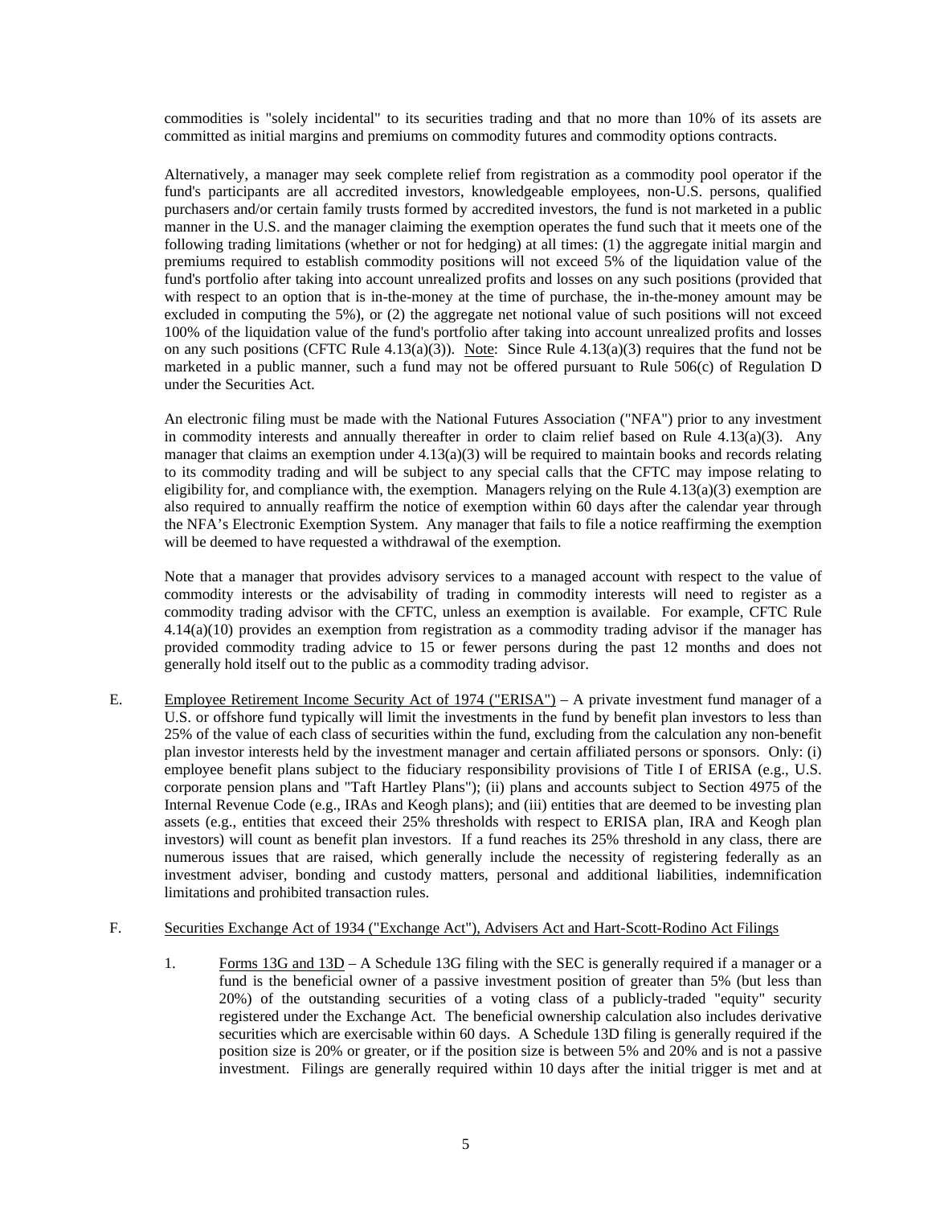commodities is "solely incidental" to its securities trading and that no more than 10% of its assets are committed as initial margins and premiums on commodity futures and commodity options contracts.

Alternatively, a manager may seek complete relief from registration as a commodity pool operator if the fund's participants are all accredited investors, knowledgeable employees, non-U.S. persons, qualified purchasers and/or certain family trusts formed by accredited investors, the fund is not marketed in a public manner in the U.S. and the manager claiming the exemption operates the fund such that it meets one of the following trading limitations (whether or not for hedging) at all times: (1) the aggregate initial margin and premiums required to establish commodity positions will not exceed 5% of the liquidation value of the fund's portfolio after taking into account unrealized profits and losses on any such positions (provided that with respect to an option that is in-the-money at the time of purchase, the in-the-money amount may be excluded in computing the 5%), or (2) the aggregate net notional value of such positions will not exceed 100% of the liquidation value of the fund's portfolio after taking into account unrealized profits and losses on any such positions (CFTC Rule 4.13(a)(3)). Note: Since Rule 4.13(a)(3) requires that the fund not be marketed in a public manner, such a fund may not be offered pursuant to Rule 506(c) of Regulation D under the Securities Act.

An electronic filing must be made with the National Futures Association ("NFA") prior to any investment in commodity interests and annually thereafter in order to claim relief based on Rule 4.13(a)(3). Any manager that claims an exemption under 4.13(a)(3) will be required to maintain books and records relating to its commodity trading and will be subject to any special calls that the CFTC may impose relating to eligibility for, and compliance with, the exemption. Managers relying on the Rule 4.13(a)(3) exemption are also required to annually reaffirm the notice of exemption within 60 days after the calendar year through the NFA's Electronic Exemption System. Any manager that fails to file a notice reaffirming the exemption will be deemed to have requested a withdrawal of the exemption.

Note that a manager that provides advisory services to a managed account with respect to the value of commodity interests or the advisability of trading in commodity interests will need to register as a commodity trading advisor with the CFTC, unless an exemption is available. For example, CFTC Rule 4.14(a)(10) provides an exemption from registration as a commodity trading advisor if the manager has provided commodity trading advice to 15 or fewer persons during the past 12 months and does not generally hold itself out to the public as a commodity trading advisor.

E. Employee Retirement Income Security Act of 1974 ("ERISA") – A private investment fund manager of a U.S. or offshore fund typically will limit the investments in the fund by benefit plan investors to less than 25% of the value of each class of securities within the fund, excluding from the calculation any non-benefit plan investor interests held by the investment manager and certain affiliated persons or sponsors. Only: (i) employee benefit plans subject to the fiduciary responsibility provisions of Title I of ERISA (e.g., U.S. corporate pension plans and "Taft Hartley Plans"); (ii) plans and accounts subject to Section 4975 of the Internal Revenue Code (e.g., IRAs and Keogh plans); and (iii) entities that are deemed to be investing plan assets (e.g., entities that exceed their 25% thresholds with respect to ERISA plan, IRA and Keogh plan investors) will count as benefit plan investors. If a fund reaches its 25% threshold in any class, there are numerous issues that are raised, which generally include the necessity of registering federally as an investment adviser, bonding and custody matters, personal and additional liabilities, indemnification limitations and prohibited transaction rules.

F. Securities Exchange Act of 1934 ("Exchange Act"), Advisers Act and Hart-Scott-Rodino Act Filings

1. Forms 13G and 13D – A Schedule 13G filing with the SEC is generally required if a manager or a fund is the beneficial owner of a passive investment position of greater than 5% (but less than 20%) of the outstanding securities of a voting class of a publicly-traded "equity" security registered under the Exchange Act. The beneficial ownership calculation also includes derivative securities which are exercisable within 60 days. A Schedule 13D filing is generally required if the position size is 20% or greater, or if the position size is between 5% and 20% and is not a passive investment. Filings are generally required within 10 days after the initial trigger is met and at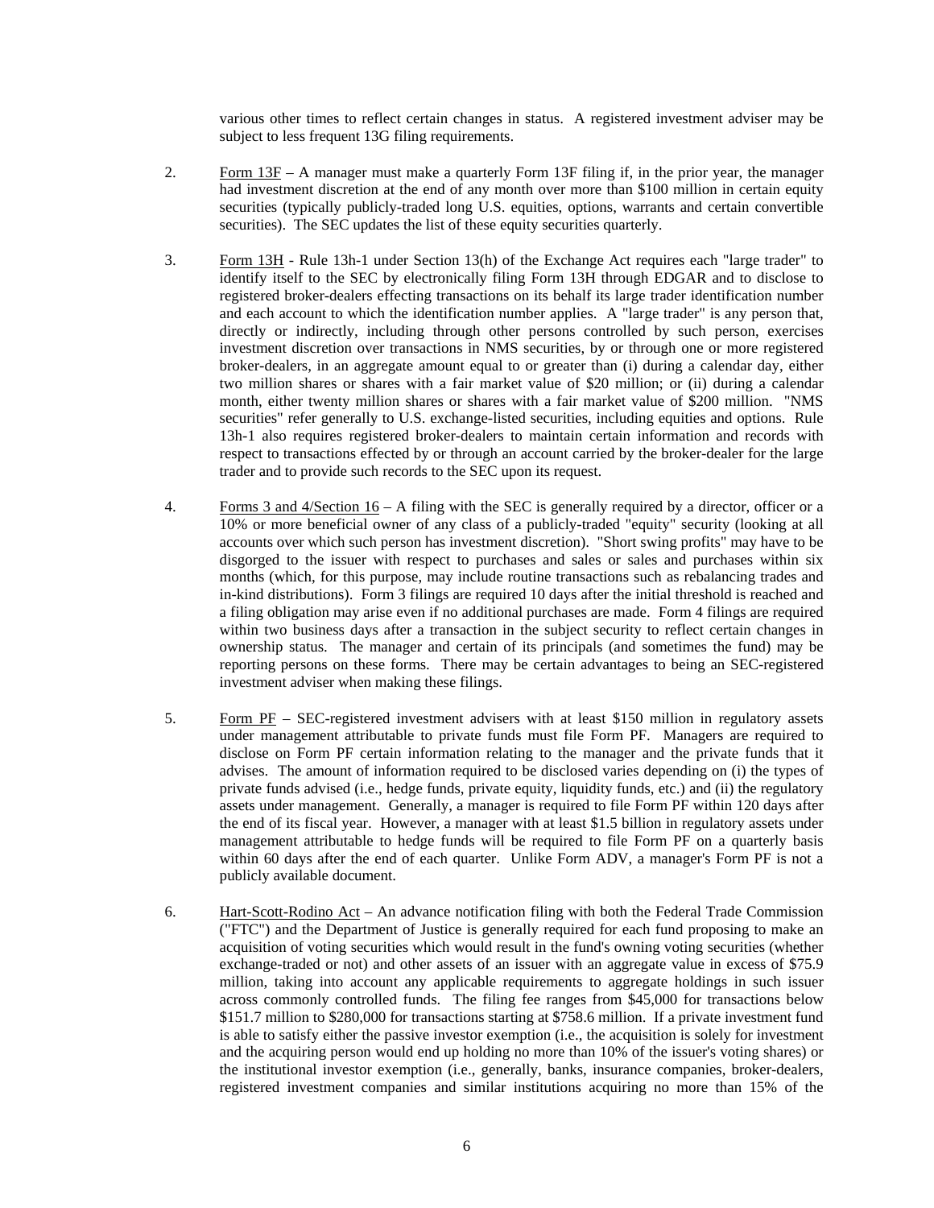various other times to reflect certain changes in status. A registered investment adviser may be subject to less frequent 13G filing requirements.

2. Form 13F – A manager must make a quarterly Form 13F filing if, in the prior year, the manager had investment discretion at the end of any month over more than $100 million in certain equity securities (typically publicly-traded long U.S. equities, options, warrants and certain convertible securities). The SEC updates the list of these equity securities quarterly.

3. Form 13H - Rule 13h-1 under Section 13(h) of the Exchange Act requires each "large trader" to identify itself to the SEC by electronically filing Form 13H through EDGAR and to disclose to registered broker-dealers effecting transactions on its behalf its large trader identification number and each account to which the identification number applies. A "large trader" is any person that, directly or indirectly, including through other persons controlled by such person, exercises investment discretion over transactions in NMS securities, by or through one or more registered broker-dealers, in an aggregate amount equal to or greater than (i) during a calendar day, either two million shares or shares with a fair market value of $20 million; or (ii) during a calendar month, either twenty million shares or shares with a fair market value of $200 million. "NMS securities" refer generally to U.S. exchange-listed securities, including equities and options. Rule 13h-1 also requires registered broker-dealers to maintain certain information and records with respect to transactions effected by or through an account carried by the broker-dealer for the large trader and to provide such records to the SEC upon its request.

4. Forms 3 and 4/Section 16 – A filing with the SEC is generally required by a director, officer or a 10% or more beneficial owner of any class of a publicly-traded "equity" security (looking at all accounts over which such person has investment discretion). "Short swing profits" may have to be disgorged to the issuer with respect to purchases and sales or sales and purchases within six months (which, for this purpose, may include routine transactions such as rebalancing trades and in-kind distributions). Form 3 filings are required 10 days after the initial threshold is reached and a filing obligation may arise even if no additional purchases are made. Form 4 filings are required within two business days after a transaction in the subject security to reflect certain changes in ownership status. The manager and certain of its principals (and sometimes the fund) may be reporting persons on these forms. There may be certain advantages to being an SEC-registered investment adviser when making these filings.

5. Form PF – SEC-registered investment advisers with at least $150 million in regulatory assets under management attributable to private funds must file Form PF. Managers are required to disclose on Form PF certain information relating to the manager and the private funds that it advises. The amount of information required to be disclosed varies depending on (i) the types of private funds advised (i.e., hedge funds, private equity, liquidity funds, etc.) and (ii) the regulatory assets under management. Generally, a manager is required to file Form PF within 120 days after the end of its fiscal year. However, a manager with at least $1.5 billion in regulatory assets under management attributable to hedge funds will be required to file Form PF on a quarterly basis within 60 days after the end of each quarter. Unlike Form ADV, a manager's Form PF is not a publicly available document.

6. Hart-Scott-Rodino Act – An advance notification filing with both the Federal Trade Commission ("FTC") and the Department of Justice is generally required for each fund proposing to make an acquisition of voting securities which would result in the fund's owning voting securities (whether exchange-traded or not) and other assets of an issuer with an aggregate value in excess of $75.9 million, taking into account any applicable requirements to aggregate holdings in such issuer across commonly controlled funds. The filing fee ranges from $45,000 for transactions below $151.7 million to $280,000 for transactions starting at $758.6 million. If a private investment fund is able to satisfy either the passive investor exemption (i.e., the acquisition is solely for investment and the acquiring person would end up holding no more than 10% of the issuer's voting shares) or the institutional investor exemption (i.e., generally, banks, insurance companies, broker-dealers, registered investment companies and similar institutions acquiring no more than 15% of the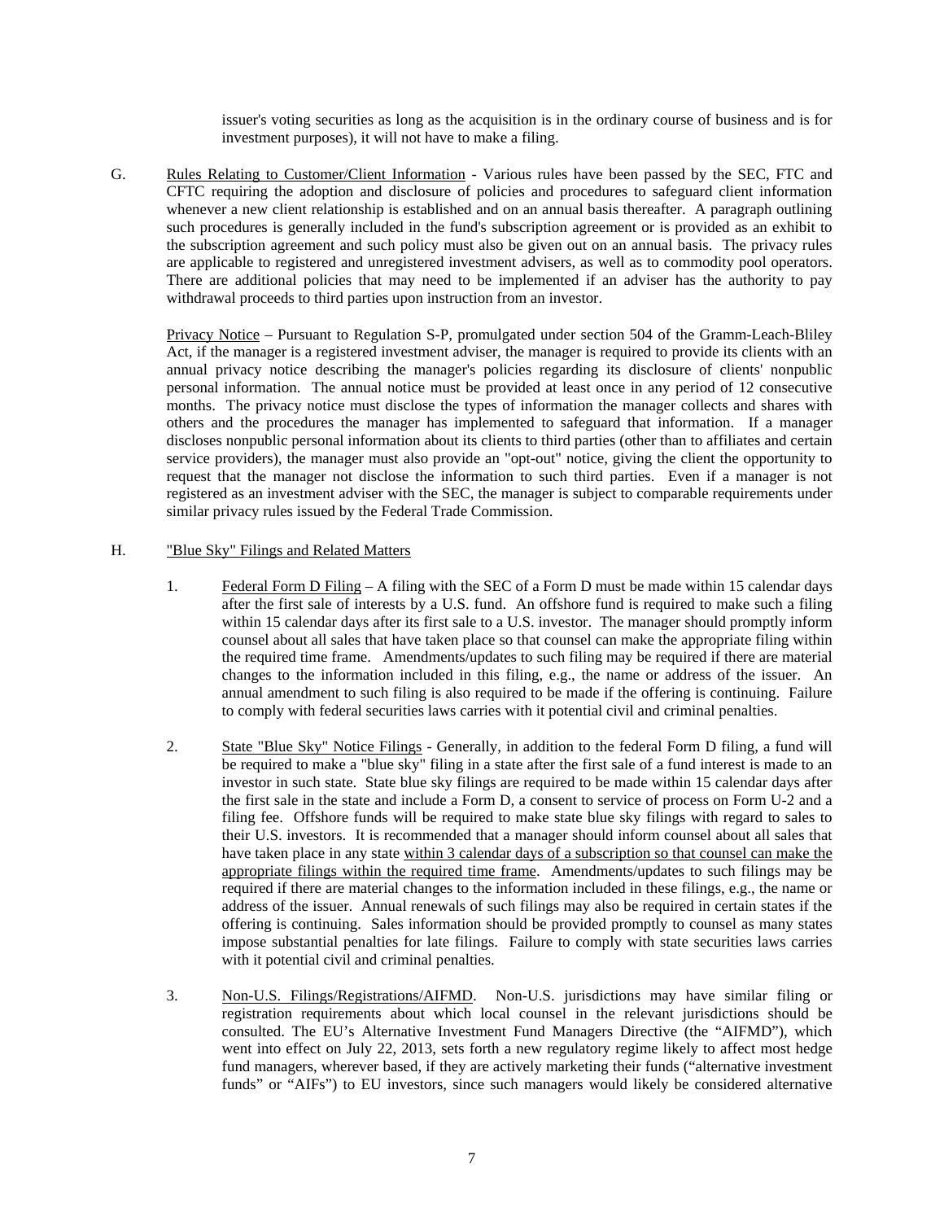issuer's voting securities as long as the acquisition is in the ordinary course of business and is for investment purposes), it will not have to make a filing.

G. Rules Relating to Customer/Client Information - Various rules have been passed by the SEC, FTC and CFTC requiring the adoption and disclosure of policies and procedures to safeguard client information whenever a new client relationship is established and on an annual basis thereafter. A paragraph outlining such procedures is generally included in the fund's subscription agreement or is provided as an exhibit to the subscription agreement and such policy must also be given out on an annual basis. The privacy rules are applicable to registered and unregistered investment advisers, as well as to commodity pool operators. There are additional policies that may need to be implemented if an adviser has the authority to pay withdrawal proceeds to third parties upon instruction from an investor.

Privacy Notice – Pursuant to Regulation S-P, promulgated under section 504 of the Gramm-Leach-Bliley Act, if the manager is a registered investment adviser, the manager is required to provide its clients with an annual privacy notice describing the manager's policies regarding its disclosure of clients' nonpublic personal information. The annual notice must be provided at least once in any period of 12 consecutive months. The privacy notice must disclose the types of information the manager collects and shares with others and the procedures the manager has implemented to safeguard that information. If a manager discloses nonpublic personal information about its clients to third parties (other than to affiliates and certain service providers), the manager must also provide an "opt-out" notice, giving the client the opportunity to request that the manager not disclose the information to such third parties. Even if a manager is not registered as an investment adviser with the SEC, the manager is subject to comparable requirements under similar privacy rules issued by the Federal Trade Commission.

H. "Blue Sky" Filings and Related Matters

1. Federal Form D Filing – A filing with the SEC of a Form D must be made within 15 calendar days after the first sale of interests by a U.S. fund. An offshore fund is required to make such a filing within 15 calendar days after its first sale to a U.S. investor. The manager should promptly inform counsel about all sales that have taken place so that counsel can make the appropriate filing within the required time frame. Amendments/updates to such filing may be required if there are material changes to the information included in this filing, e.g., the name or address of the issuer. An annual amendment to such filing is also required to be made if the offering is continuing. Failure to comply with federal securities laws carries with it potential civil and criminal penalties.

2. State "Blue Sky" Notice Filings - Generally, in addition to the federal Form D filing, a fund will be required to make a "blue sky" filing in a state after the first sale of a fund interest is made to an investor in such state. State blue sky filings are required to be made within 15 calendar days after the first sale in the state and include a Form D, a consent to service of process on Form U-2 and a filing fee. Offshore funds will be required to make state blue sky filings with regard to sales to their U.S. investors. It is recommended that a manager should inform counsel about all sales that have taken place in any state within 3 calendar days of a subscription so that counsel can make the appropriate filings within the required time frame. Amendments/updates to such filings may be required if there are material changes to the information included in these filings, e.g., the name or address of the issuer. Annual renewals of such filings may also be required in certain states if the offering is continuing. Sales information should be provided promptly to counsel as many states impose substantial penalties for late filings. Failure to comply with state securities laws carries with it potential civil and criminal penalties.

3. Non-U.S. Filings/Registrations/AIFMD. Non-U.S. jurisdictions may have similar filing or registration requirements about which local counsel in the relevant jurisdictions should be consulted. The EU's Alternative Investment Fund Managers Directive (the "AIFMD"), which went into effect on July 22, 2013, sets forth a new regulatory regime likely to affect most hedge fund managers, wherever based, if they are actively marketing their funds ("alternative investment funds" or "AIFs") to EU investors, since such managers would likely be considered alternative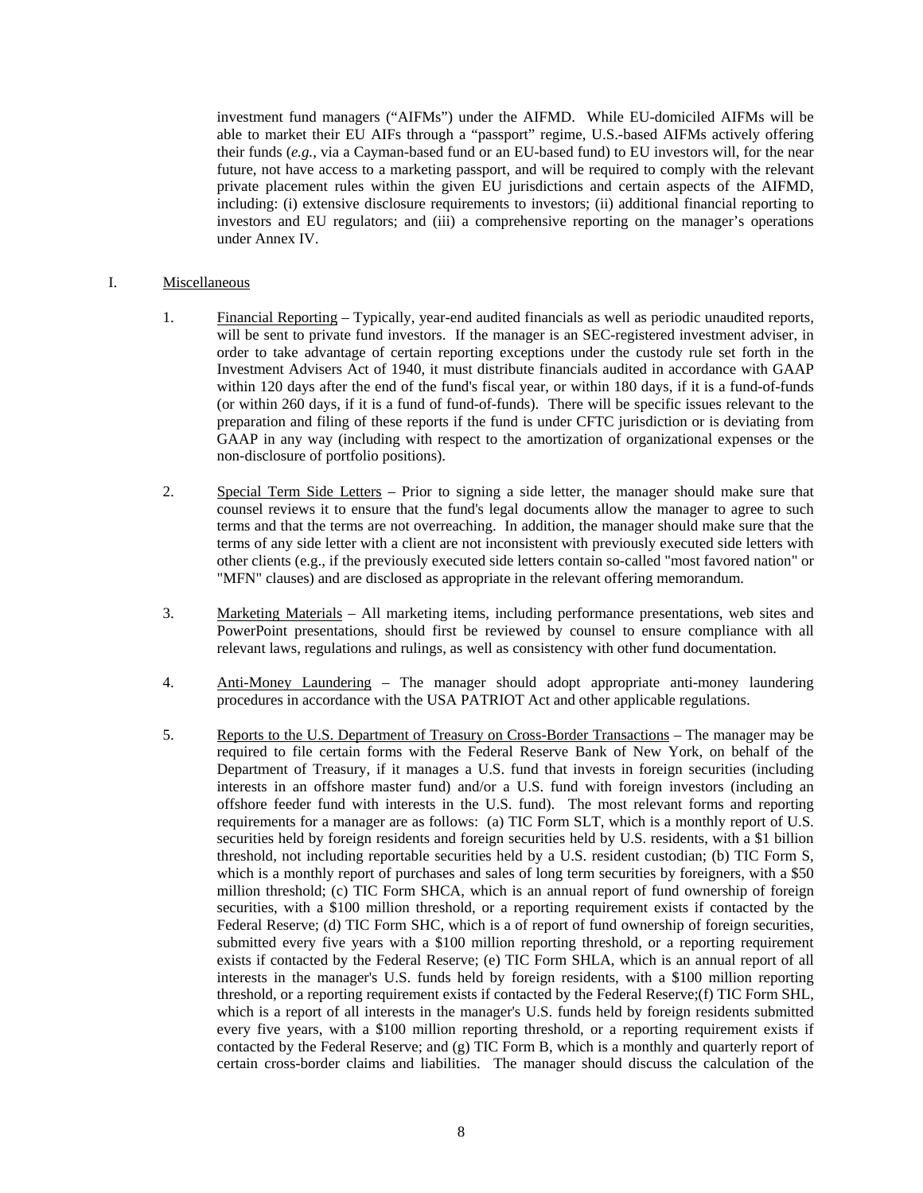investment fund managers ("AIFMs") under the AIFMD. While EU-domiciled AIFMs will be able to market their EU AIFs through a "passport" regime, U.S.-based AIFMs actively offering their funds (*e.g.*, via a Cayman-based fund or an EU-based fund) to EU investors will, for the near future, not have access to a marketing passport, and will be required to comply with the relevant private placement rules within the given EU jurisdictions and certain aspects of the AIFMD, including: (i) extensive disclosure requirements to investors; (ii) additional financial reporting to investors and EU regulators; and (iii) a comprehensive reporting on the manager's operations under Annex IV.

I. Miscellaneous

1. Financial Reporting – Typically, year-end audited financials as well as periodic unaudited reports, will be sent to private fund investors. If the manager is an SEC-registered investment adviser, in order to take advantage of certain reporting exceptions under the custody rule set forth in the Investment Advisers Act of 1940, it must distribute financials audited in accordance with GAAP within 120 days after the end of the fund's fiscal year, or within 180 days, if it is a fund-of-funds (or within 260 days, if it is a fund of fund-of-funds). There will be specific issues relevant to the preparation and filing of these reports if the fund is under CFTC jurisdiction or is deviating from GAAP in any way (including with respect to the amortization of organizational expenses or the non-disclosure of portfolio positions).

2. Special Term Side Letters – Prior to signing a side letter, the manager should make sure that counsel reviews it to ensure that the fund's legal documents allow the manager to agree to such terms and that the terms are not overreaching. In addition, the manager should make sure that the terms of any side letter with a client are not inconsistent with previously executed side letters with other clients (e.g., if the previously executed side letters contain so-called "most favored nation" or "MFN" clauses) and are disclosed as appropriate in the relevant offering memorandum.

3. Marketing Materials – All marketing items, including performance presentations, web sites and PowerPoint presentations, should first be reviewed by counsel to ensure compliance with all relevant laws, regulations and rulings, as well as consistency with other fund documentation.

4. Anti-Money Laundering – The manager should adopt appropriate anti-money laundering procedures in accordance with the USA PATRIOT Act and other applicable regulations.

5. Reports to the U.S. Department of Treasury on Cross-Border Transactions – The manager may be required to file certain forms with the Federal Reserve Bank of New York, on behalf of the Department of Treasury, if it manages a U.S. fund that invests in foreign securities (including interests in an offshore master fund) and/or a U.S. fund with foreign investors (including an offshore feeder fund with interests in the U.S. fund). The most relevant forms and reporting requirements for a manager are as follows: (a) TIC Form SLT, which is a monthly report of U.S. securities held by foreign residents and foreign securities held by U.S. residents, with a $1 billion threshold, not including reportable securities held by a U.S. resident custodian; (b) TIC Form S, which is a monthly report of purchases and sales of long term securities by foreigners, with a $50 million threshold; (c) TIC Form SHCA, which is an annual report of fund ownership of foreign securities, with a $100 million threshold, or a reporting requirement exists if contacted by the Federal Reserve; (d) TIC Form SHC, which is a of report of fund ownership of foreign securities, submitted every five years with a $100 million reporting threshold, or a reporting requirement exists if contacted by the Federal Reserve; (e) TIC Form SHLA, which is an annual report of all interests in the manager's U.S. funds held by foreign residents, with a $100 million reporting threshold, or a reporting requirement exists if contacted by the Federal Reserve;(f) TIC Form SHL, which is a report of all interests in the manager's U.S. funds held by foreign residents submitted every five years, with a $100 million reporting threshold, or a reporting requirement exists if contacted by the Federal Reserve; and (g) TIC Form B, which is a monthly and quarterly report of certain cross-border claims and liabilities. The manager should discuss the calculation of the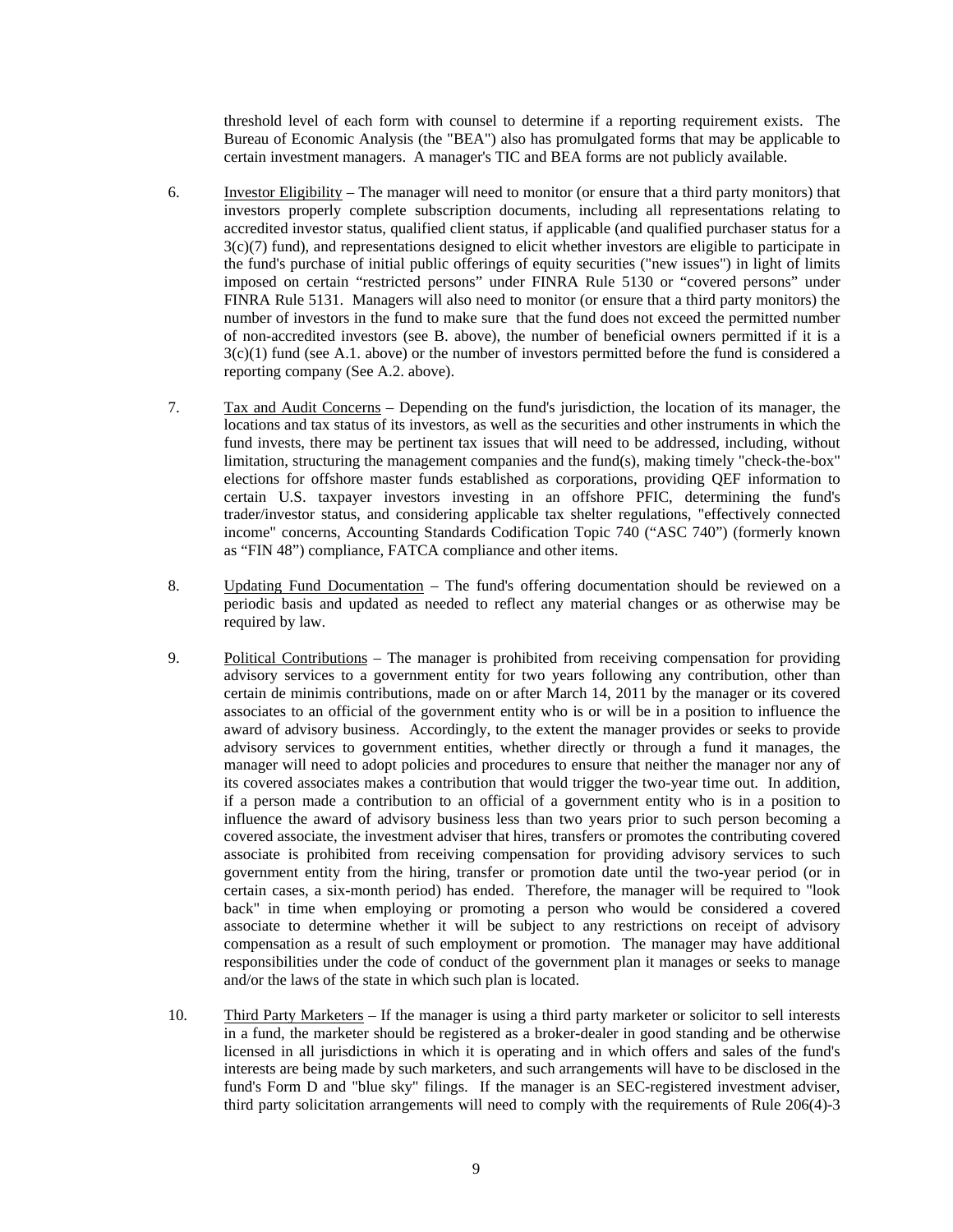threshold level of each form with counsel to determine if a reporting requirement exists. The Bureau of Economic Analysis (the "BEA") also has promulgated forms that may be applicable to certain investment managers. A manager's TIC and BEA forms are not publicly available.

6. Investor Eligibility – The manager will need to monitor (or ensure that a third party monitors) that investors properly complete subscription documents, including all representations relating to accredited investor status, qualified client status, if applicable (and qualified purchaser status for a 3(c)(7) fund), and representations designed to elicit whether investors are eligible to participate in the fund's purchase of initial public offerings of equity securities ("new issues") in light of limits imposed on certain "restricted persons" under FINRA Rule 5130 or "covered persons" under FINRA Rule 5131. Managers will also need to monitor (or ensure that a third party monitors) the number of investors in the fund to make sure that the fund does not exceed the permitted number of non-accredited investors (see B. above), the number of beneficial owners permitted if it is a 3(c)(1) fund (see A.1. above) or the number of investors permitted before the fund is considered a reporting company (See A.2. above).

7. Tax and Audit Concerns – Depending on the fund's jurisdiction, the location of its manager, the locations and tax status of its investors, as well as the securities and other instruments in which the fund invests, there may be pertinent tax issues that will need to be addressed, including, without limitation, structuring the management companies and the fund(s), making timely "check-the-box" elections for offshore master funds established as corporations, providing QEF information to certain U.S. taxpayer investors investing in an offshore PFIC, determining the fund's trader/investor status, and considering applicable tax shelter regulations, "effectively connected income" concerns, Accounting Standards Codification Topic 740 ("ASC 740") (formerly known as "FIN 48") compliance, FATCA compliance and other items.

8. Updating Fund Documentation – The fund's offering documentation should be reviewed on a periodic basis and updated as needed to reflect any material changes or as otherwise may be required by law.

9. Political Contributions – The manager is prohibited from receiving compensation for providing advisory services to a government entity for two years following any contribution, other than certain de minimis contributions, made on or after March 14, 2011 by the manager or its covered associates to an official of the government entity who is or will be in a position to influence the award of advisory business. Accordingly, to the extent the manager provides or seeks to provide advisory services to government entities, whether directly or through a fund it manages, the manager will need to adopt policies and procedures to ensure that neither the manager nor any of its covered associates makes a contribution that would trigger the two-year time out. In addition, if a person made a contribution to an official of a government entity who is in a position to influence the award of advisory business less than two years prior to such person becoming a covered associate, the investment adviser that hires, transfers or promotes the contributing covered associate is prohibited from receiving compensation for providing advisory services to such government entity from the hiring, transfer or promotion date until the two-year period (or in certain cases, a six-month period) has ended. Therefore, the manager will be required to "look back" in time when employing or promoting a person who would be considered a covered associate to determine whether it will be subject to any restrictions on receipt of advisory compensation as a result of such employment or promotion. The manager may have additional responsibilities under the code of conduct of the government plan it manages or seeks to manage and/or the laws of the state in which such plan is located.

10. Third Party Marketers – If the manager is using a third party marketer or solicitor to sell interests in a fund, the marketer should be registered as a broker-dealer in good standing and be otherwise licensed in all jurisdictions in which it is operating and in which offers and sales of the fund's interests are being made by such marketers, and such arrangements will have to be disclosed in the fund's Form D and "blue sky" filings. If the manager is an SEC-registered investment adviser, third party solicitation arrangements will need to comply with the requirements of Rule 206(4)-3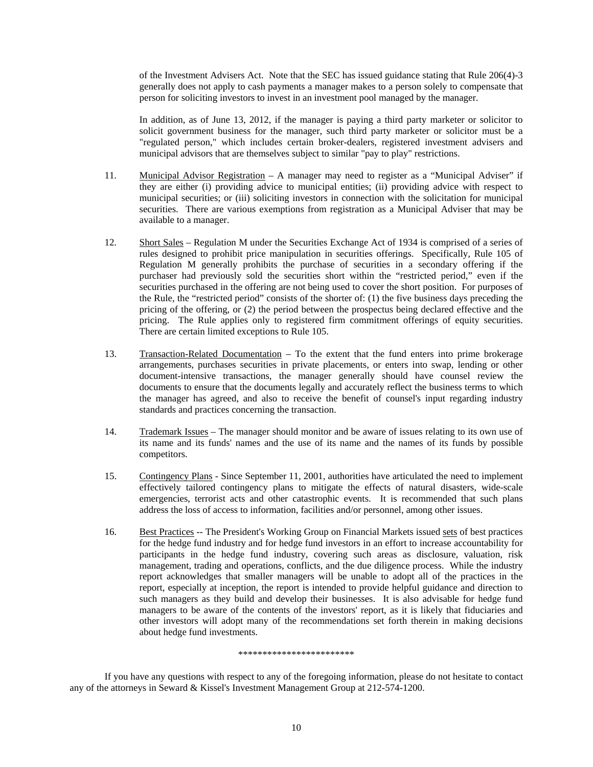of the Investment Advisers Act. Note that the SEC has issued guidance stating that Rule 206(4)-3 generally does not apply to cash payments a manager makes to a person solely to compensate that person for soliciting investors to invest in an investment pool managed by the manager.

In addition, as of June 13, 2012, if the manager is paying a third party marketer or solicitor to solicit government business for the manager, such third party marketer or solicitor must be a "regulated person," which includes certain broker-dealers, registered investment advisers and municipal advisors that are themselves subject to similar "pay to play" restrictions.

11. Municipal Advisor Registration – A manager may need to register as a "Municipal Adviser" if they are either (i) providing advice to municipal entities; (ii) providing advice with respect to municipal securities; or (iii) soliciting investors in connection with the solicitation for municipal securities. There are various exemptions from registration as a Municipal Adviser that may be available to a manager.

12. Short Sales – Regulation M under the Securities Exchange Act of 1934 is comprised of a series of rules designed to prohibit price manipulation in securities offerings. Specifically, Rule 105 of Regulation M generally prohibits the purchase of securities in a secondary offering if the purchaser had previously sold the securities short within the "restricted period," even if the securities purchased in the offering are not being used to cover the short position. For purposes of the Rule, the "restricted period" consists of the shorter of: (1) the five business days preceding the pricing of the offering, or (2) the period between the prospectus being declared effective and the pricing. The Rule applies only to registered firm commitment offerings of equity securities. There are certain limited exceptions to Rule 105.

13. Transaction-Related Documentation – To the extent that the fund enters into prime brokerage arrangements, purchases securities in private placements, or enters into swap, lending or other document-intensive transactions, the manager generally should have counsel review the documents to ensure that the documents legally and accurately reflect the business terms to which the manager has agreed, and also to receive the benefit of counsel's input regarding industry standards and practices concerning the transaction.

14. Trademark Issues – The manager should monitor and be aware of issues relating to its own use of its name and its funds' names and the use of its name and the names of its funds by possible competitors.

15. Contingency Plans - Since September 11, 2001, authorities have articulated the need to implement effectively tailored contingency plans to mitigate the effects of natural disasters, wide-scale emergencies, terrorist acts and other catastrophic events. It is recommended that such plans address the loss of access to information, facilities and/or personnel, among other issues.

16. Best Practices -- The President's Working Group on Financial Markets issued sets of best practices for the hedge fund industry and for hedge fund investors in an effort to increase accountability for participants in the hedge fund industry, covering such areas as disclosure, valuation, risk management, trading and operations, conflicts, and the due diligence process. While the industry report acknowledges that smaller managers will be unable to adopt all of the practices in the report, especially at inception, the report is intended to provide helpful guidance and direction to such managers as they build and develop their businesses. It is also advisable for hedge fund managers to be aware of the contents of the investors' report, as it is likely that fiduciaries and other investors will adopt many of the recommendations set forth therein in making decisions about hedge fund investments.

************************

If you have any questions with respect to any of the foregoing information, please do not hesitate to contact any of the attorneys in Seward & Kissel's Investment Management Group at 212-574-1200.